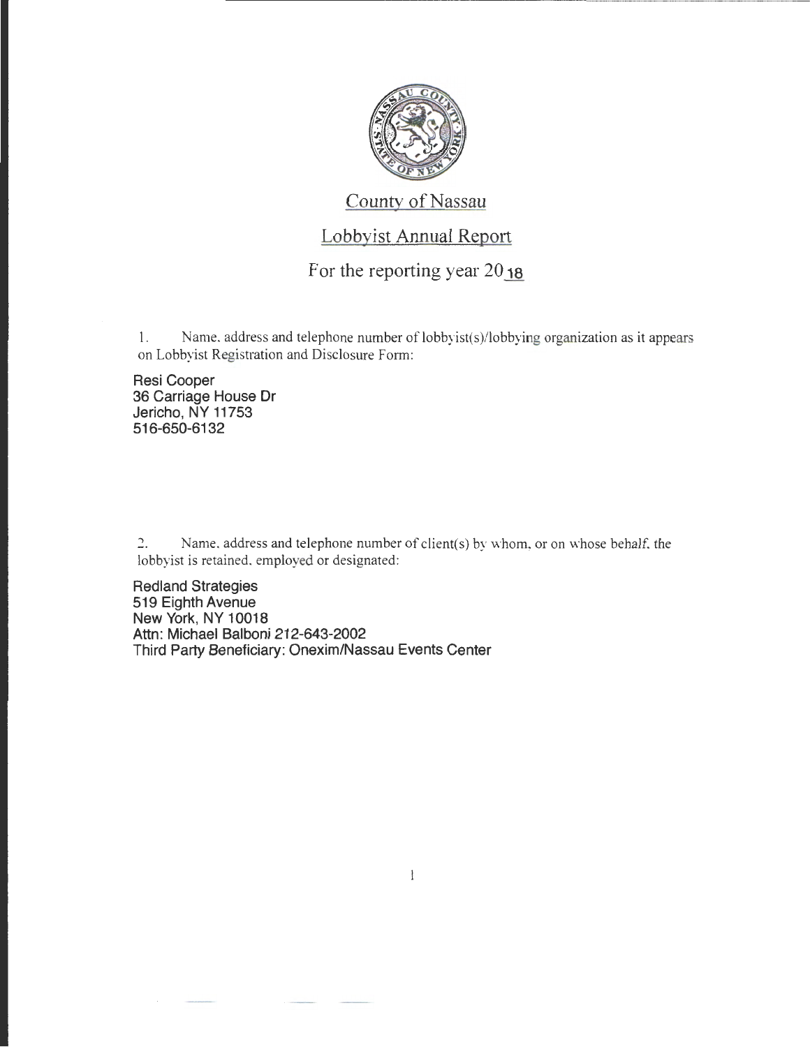# County of Nassau

## Lobbyist Annual Report

### For the reporting year 2018

1. Name, address and telephone number of lobbyist(s)/lobbying organization as it appears on Lobbyist Registration and Disclosure Form:

Resi Cooper
36 Carriage House Dr
Jericho, NY 11753
516-650-6132

2. Name, address and telephone number of client(s) by whom, or on whose behalf, the lobbyist is retained, employed or designated:

Redland Strategies
519 Eighth Avenue
New York, NY 10018
Attn: Michael Balboni 212-643-2002
Third Party Beneficiary: Onexim/Nassau Events Center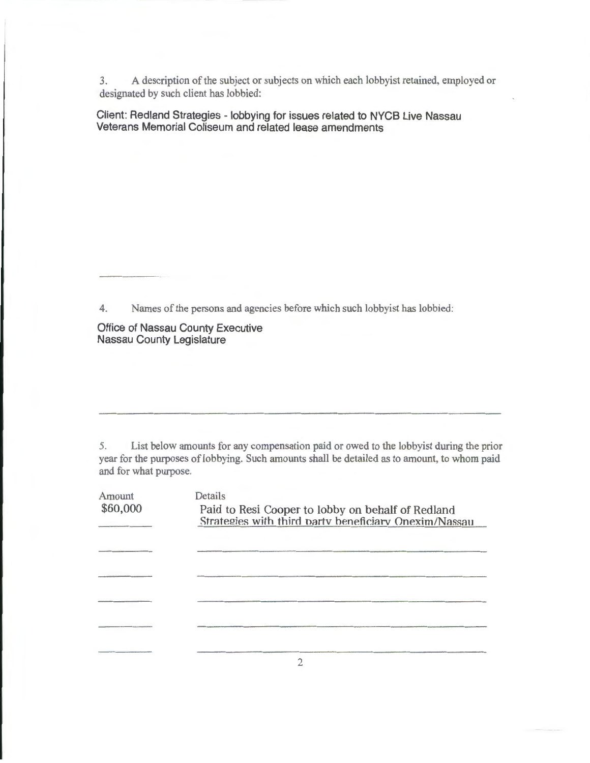3. A description of the subject or subjects on which each lobbyist retained, employed or designated by such client has lobbied:

Client: Redland Strategies - lobbying for issues related to NYCB Live Nassau Veterans Memorial Coliseum and related lease amendments

4. Names of the persons and agencies before which such lobbyist has lobbied:

Office of Nassau County Executive
Nassau County Legislature

5. List below amounts for any compensation paid or owed to the lobbyist during the prior year for the purposes of lobbying. Such amounts shall be detailed as to amount, to whom paid and for what purpose.

| Amount | Details |
| --- | --- |
| \$60,000 | Paid to Resi Cooper to lobby on behalf of Redland Strategies with third party beneficiary Onexim/Nassau |
| | |
| | |
| | |
| | |
| | |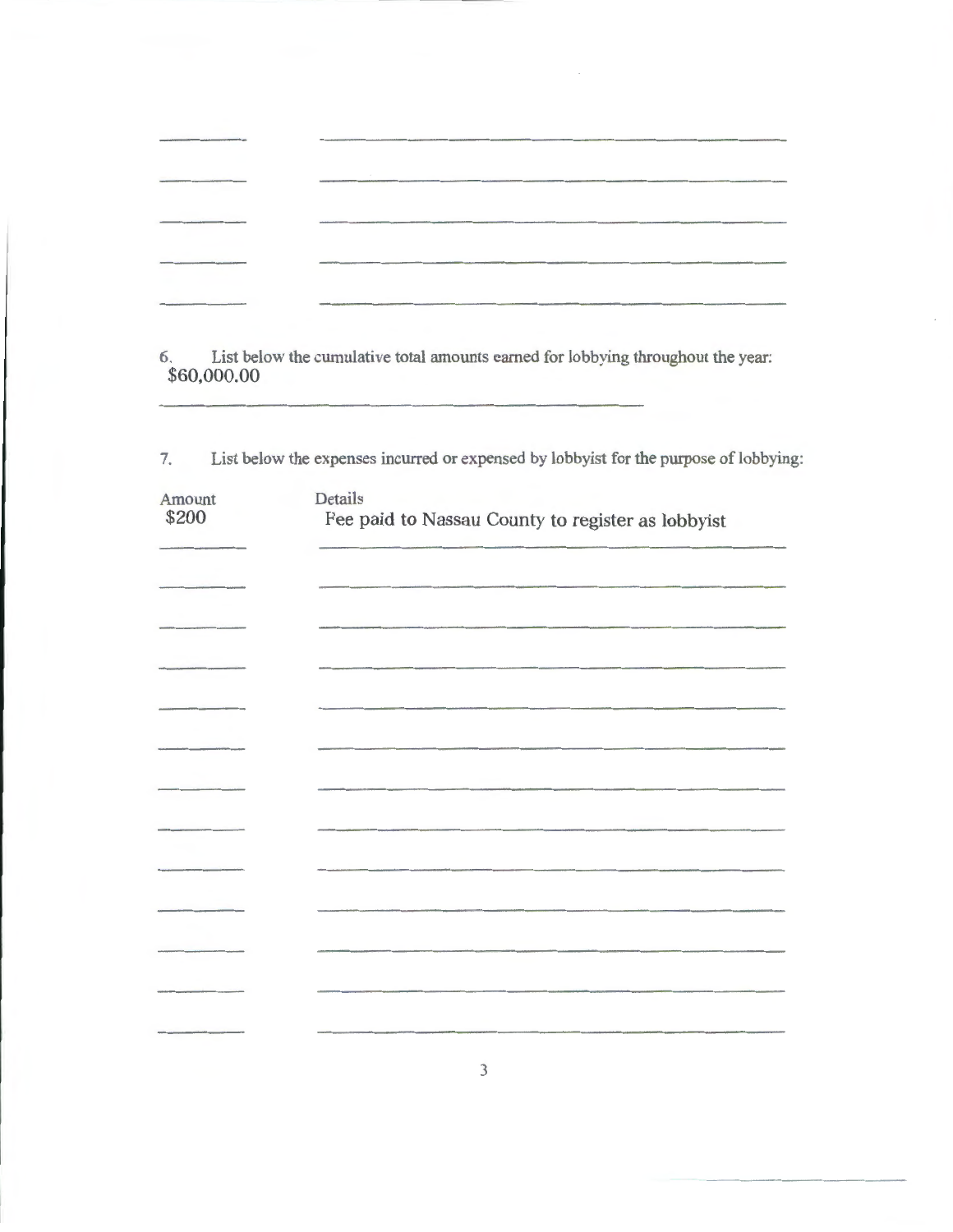6. List below the cumulative total amounts earned for lobbying throughout the year:
$60,000.00

7. List below the expenses incurred or expensed by lobbyist for the purpose of lobbying:

| Amount | Details |
| --- | --- |
| $200 | Fee paid to Nassau County to register as lobbyist |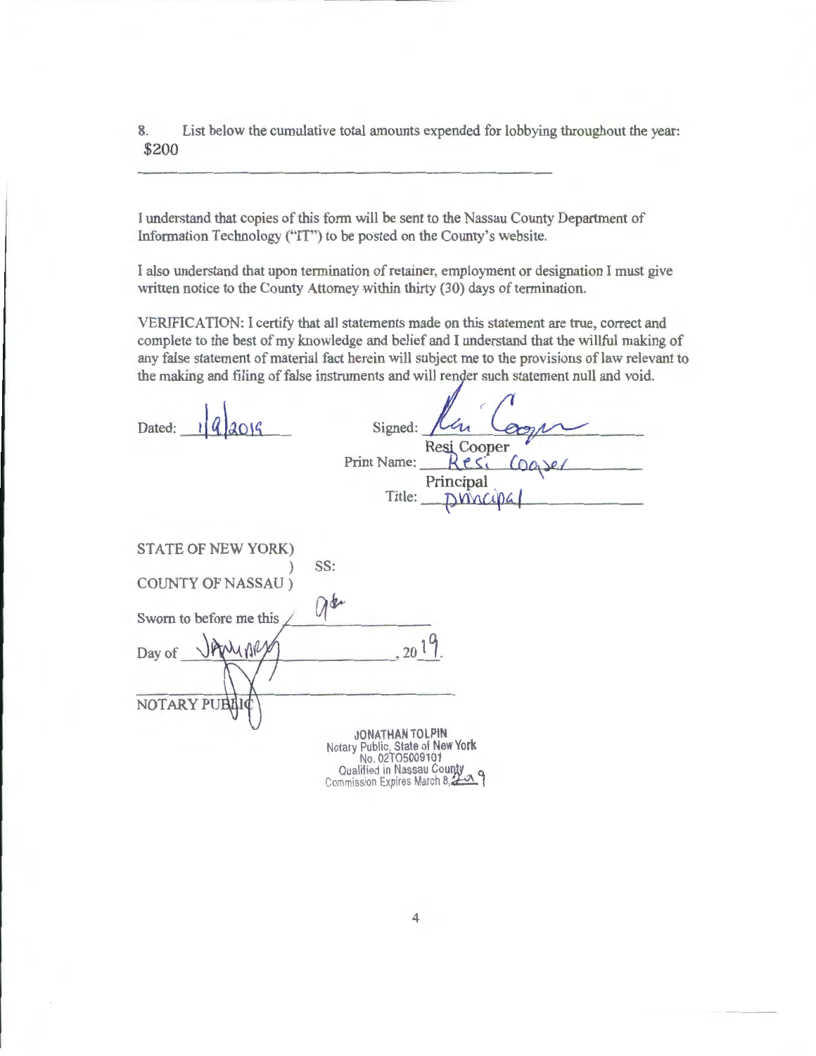8. List below the cumulative total amounts expended for lobbying throughout the year:
$200

I understand that copies of this form will be sent to the Nassau County Department of Information Technology ("IT") to be posted on the County's website.

I also understand that upon termination of retainer, employment or designation I must give written notice to the County Attorney within thirty (30) days of termination.

VERIFICATION: I certify that all statements made on this statement are true, correct and complete to the best of my knowledge and belief and I understand that the willful making of any false statement of material fact herein will subject me to the provisions of law relevant to the making and filing of false instruments and will render such statement null and void.

Dated: 1/9/2019

Signed: 

Print Name: Resi Cooper

Title: Principal

STATE OF NEW YORK)
) SS:
COUNTY OF NASSAU )

Sworn to before me this 9th

Day of January, 2019.

NOTARY PUBLIC

JONATHAN TOLPIN
Notary Public, State of New York
No. 02TO5009101
Qualified in Nassau County
Commission Expires March 8, 2019